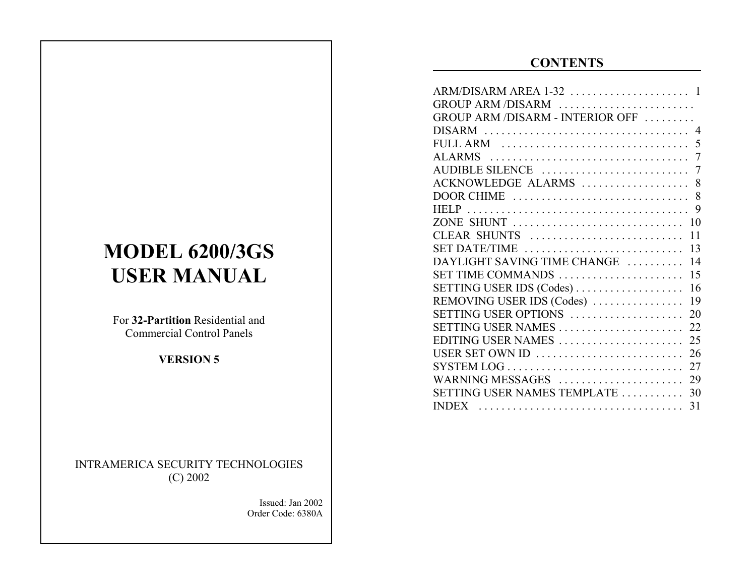# MODEL 6200/3GS USER MANUAL

For **32-Partition** Residential and Commercial Control Panels

**VERSION 5**

INTRAMERICA SECURITY TECHNOLOGIES
(C) 2002

Issued: Jan 2002
Order Code: 6380A

## CONTENTS

| | |
|---|---|
| ARM/DISARM AREA 1-32 | 1 |
| GROUP ARM /DISARM | |
| GROUP ARM /DISARM - INTERIOR OFF | |
| DISARM | 4 |
| FULL ARM | 5 |
| ALARMS | 7 |
| AUDIBLE SILENCE | 7 |
| ACKNOWLEDGE ALARMS | 8 |
| DOOR CHIME | 8 |
| HELP | 9 |
| ZONE SHUNT | 10 |
| CLEAR SHUNTS | 11 |
| SET DATE/TIME | 13 |
| DAYLIGHT SAVING TIME CHANGE | 14 |
| SET TIME COMMANDS | 15 |
| SETTING USER IDS (Codes) | 16 |
| REMOVING USER IDS (Codes) | 19 |
| SETTING USER OPTIONS | 20 |
| SETTING USER NAMES | 22 |
| EDITING USER NAMES | 25 |
| USER SET OWN ID | 26 |
| SYSTEM LOG | 27 |
| WARNING MESSAGES | 29 |
| SETTING USER NAMES TEMPLATE | 30 |
| INDEX | 31 |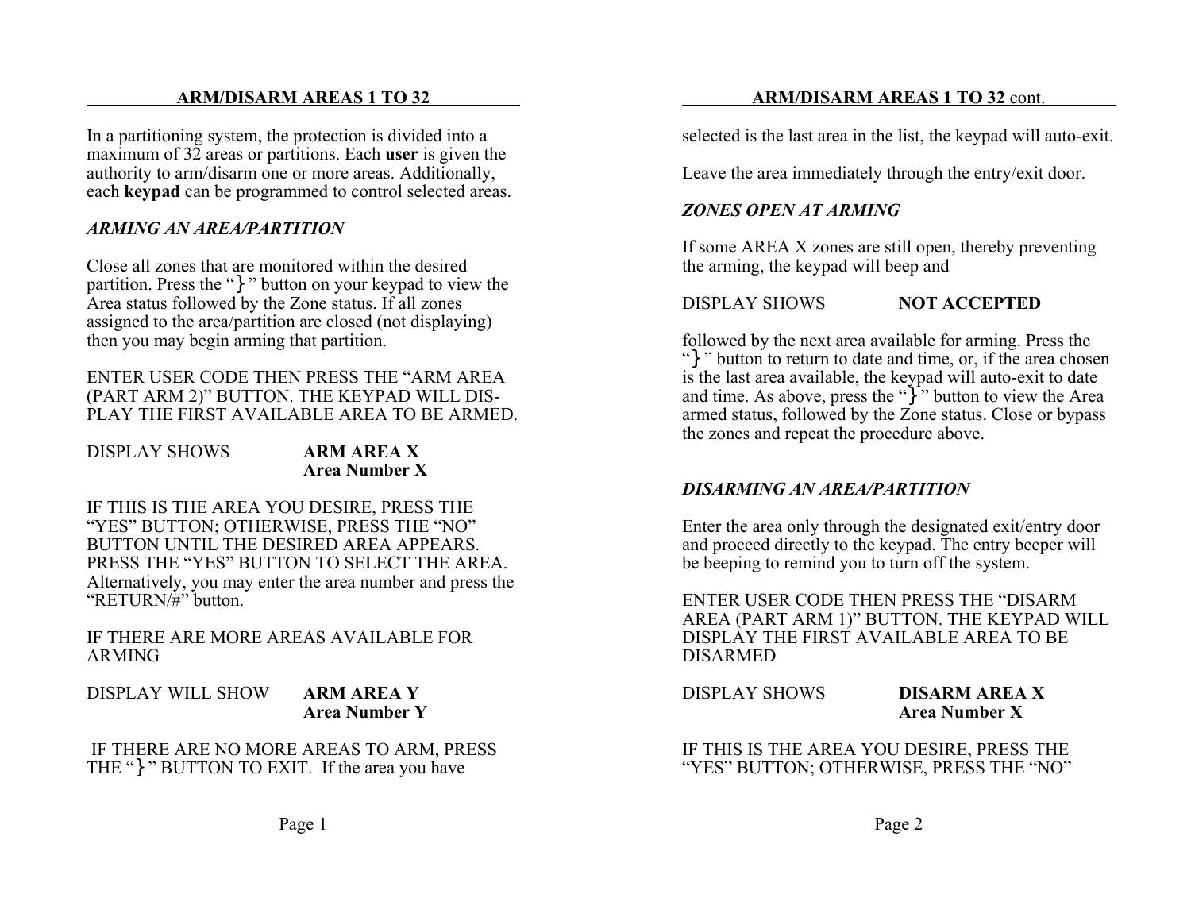## ARM/DISARM AREAS 1 TO 32

In a partitioning system, the protection is divided into a maximum of 32 areas or partitions. Each **user** is given the authority to arm/disarm one or more areas. Additionally, each **keypad** can be programmed to control selected areas.

### *ARMING AN AREA/PARTITION*

Close all zones that are monitored within the desired partition. Press the "}" button on your keypad to view the Area status followed by the Zone status. If all zones assigned to the area/partition are closed (not displaying) then you may begin arming that partition.

ENTER USER CODE THEN PRESS THE "ARM AREA (PART ARM 2)" BUTTON. THE KEYPAD WILL DISPLAY THE FIRST AVAILABLE AREA TO BE ARMED.

DISPLAY SHOWS **ARM AREA X**
**Area Number X**

IF THIS IS THE AREA YOU DESIRE, PRESS THE "YES" BUTTON; OTHERWISE, PRESS THE "NO" BUTTON UNTIL THE DESIRED AREA APPEARS. PRESS THE "YES" BUTTON TO SELECT THE AREA. Alternatively, you may enter the area number and press the "RETURN/#" button.

IF THERE ARE MORE AREAS AVAILABLE FOR ARMING

DISPLAY WILL SHOW **ARM AREA Y**
**Area Number Y**

IF THERE ARE NO MORE AREAS TO ARM, PRESS THE "}" BUTTON TO EXIT. If the area you have selected is the last area in the list, the keypad will auto-exit.

Leave the area immediately through the entry/exit door.

### *ZONES OPEN AT ARMING*

If some AREA X zones are still open, thereby preventing the arming, the keypad will beep and

DISPLAY SHOWS **NOT ACCEPTED**

followed by the next area available for arming. Press the "}" button to return to date and time, or, if the area chosen is the last area available, the keypad will auto-exit to date and time. As above, press the "}" button to view the Area armed status, followed by the Zone status. Close or bypass the zones and repeat the procedure above.

### *DISARMING AN AREA/PARTITION*

Enter the area only through the designated exit/entry door and proceed directly to the keypad. The entry beeper will be beeping to remind you to turn off the system.

ENTER USER CODE THEN PRESS THE "DISARM AREA (PART ARM 1)" BUTTON. THE KEYPAD WILL DISPLAY THE FIRST AVAILABLE AREA TO BE DISARMED

DISPLAY SHOWS **DISARM AREA X**
**Area Number X**

IF THIS IS THE AREA YOU DESIRE, PRESS THE "YES" BUTTON; OTHERWISE, PRESS THE "NO"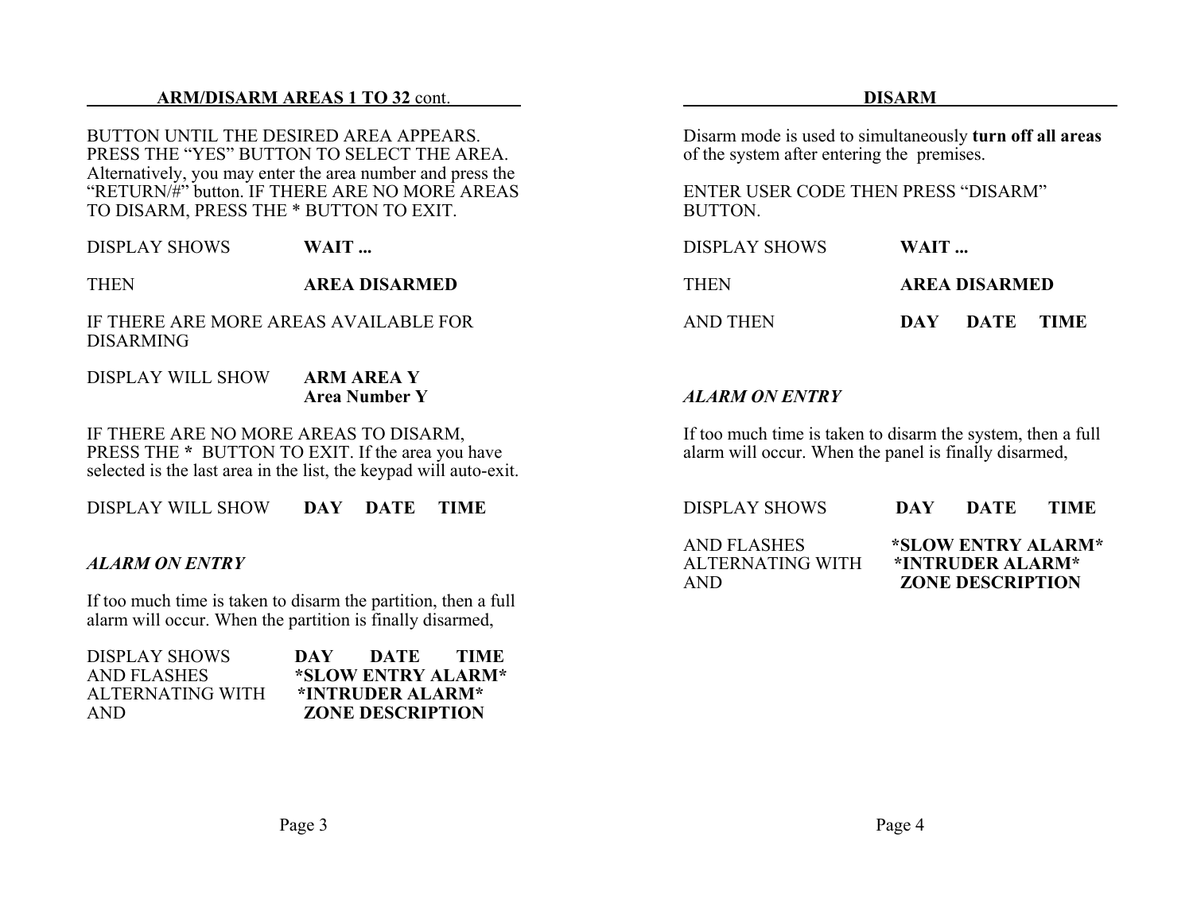## ARM/DISARM AREAS 1 TO 32 cont.

BUTTON UNTIL THE DESIRED AREA APPEARS. PRESS THE "YES" BUTTON TO SELECT THE AREA. Alternatively, you may enter the area number and press the "RETURN/#" button. IF THERE ARE NO MORE AREAS TO DISARM, PRESS THE * BUTTON TO EXIT.

DISPLAY SHOWS **WAIT ...**

THEN **AREA DISARMED**

IF THERE ARE MORE AREAS AVAILABLE FOR DISARMING

DISPLAY WILL SHOW **ARM AREA Y**
**Area Number Y**

IF THERE ARE NO MORE AREAS TO DISARM, PRESS THE **\*** BUTTON TO EXIT. If the area you have selected is the last area in the list, the keypad will auto-exit.

DISPLAY WILL SHOW **DAY DATE TIME**

### *ALARM ON ENTRY*

If too much time is taken to disarm the partition, then a full alarm will occur. When the partition is finally disarmed,

DISPLAY SHOWS **DAY DATE TIME**
AND FLASHES **\*SLOW ENTRY ALARM\***
ALTERNATING WITH **\*INTRUDER ALARM\***
AND **ZONE DESCRIPTION**

## DISARM

Disarm mode is used to simultaneously **turn off all areas** of the system after entering the premises.

ENTER USER CODE THEN PRESS "DISARM" BUTTON.

DISPLAY SHOWS **WAIT ...**

THEN **AREA DISARMED**

AND THEN **DAY DATE TIME**

### *ALARM ON ENTRY*

If too much time is taken to disarm the system, then a full alarm will occur. When the panel is finally disarmed,

DISPLAY SHOWS **DAY DATE TIME**

AND FLASHES **\*SLOW ENTRY ALARM\***
ALTERNATING WITH **\*INTRUDER ALARM\***
AND **ZONE DESCRIPTION**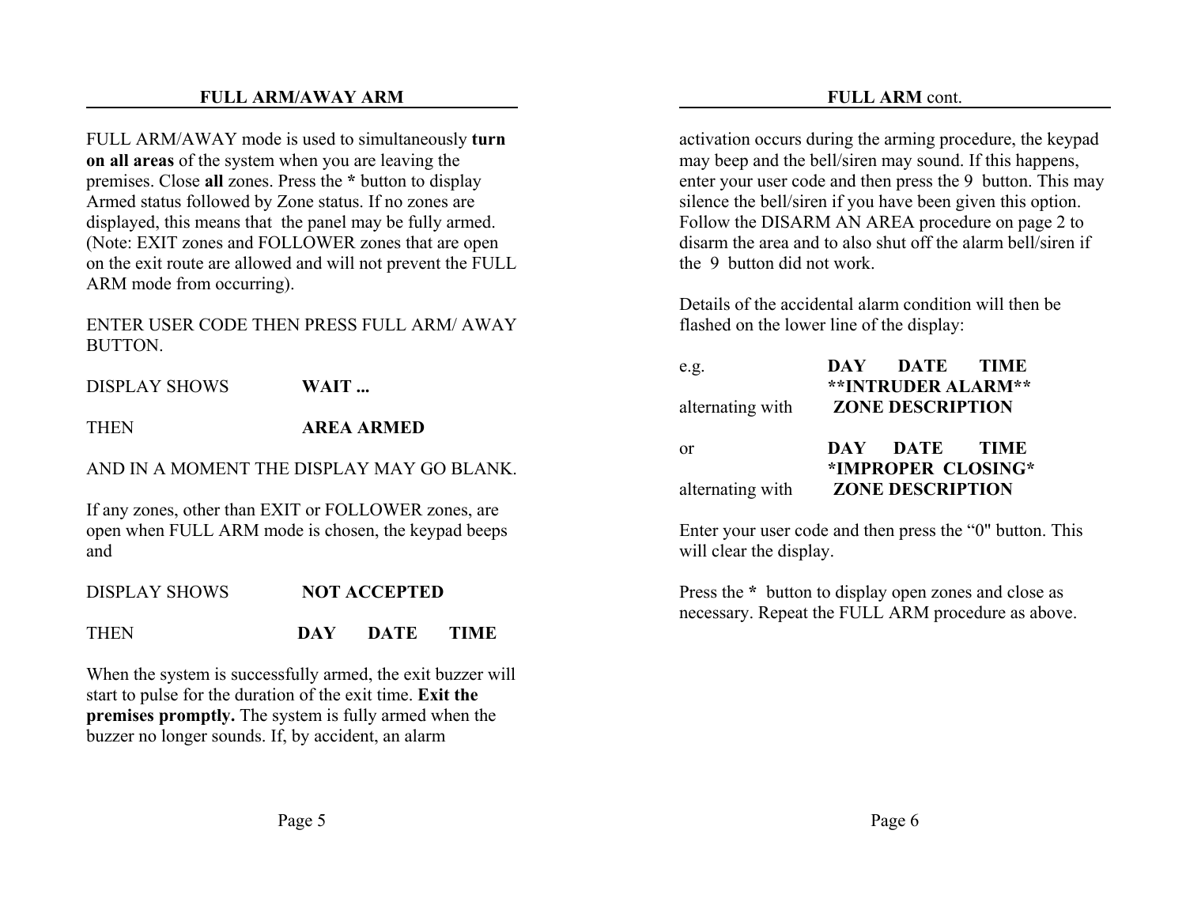## FULL ARM/AWAY ARM

FULL ARM/AWAY mode is used to simultaneously **turn on all areas** of the system when you are leaving the premises. Close **all** zones. Press the **\*** button to display Armed status followed by Zone status. If no zones are displayed, this means that the panel may be fully armed. (Note: EXIT zones and FOLLOWER zones that are open on the exit route are allowed and will not prevent the FULL ARM mode from occurring).

ENTER USER CODE THEN PRESS FULL ARM/ AWAY BUTTON.

DISPLAY SHOWS **WAIT ...**

THEN **AREA ARMED**

AND IN A MOMENT THE DISPLAY MAY GO BLANK.

If any zones, other than EXIT or FOLLOWER zones, are open when FULL ARM mode is chosen, the keypad beeps and

DISPLAY SHOWS **NOT ACCEPTED**

THEN **DAY DATE TIME**

When the system is successfully armed, the exit buzzer will start to pulse for the duration of the exit time. **Exit the premises promptly.** The system is fully armed when the buzzer no longer sounds. If, by accident, an alarm

## FULL ARM cont.

activation occurs during the arming procedure, the keypad may beep and the bell/siren may sound. If this happens, enter your user code and then press the 9 button. This may silence the bell/siren if you have been given this option. Follow the DISARM AN AREA procedure on page 2 to disarm the area and to also shut off the alarm bell/siren if the 9 button did not work.

Details of the accidental alarm condition will then be flashed on the lower line of the display:

e.g. **DAY DATE TIME**
**\*\*INTRUDER ALARM\*\***
alternating with **ZONE DESCRIPTION**

or **DAY DATE TIME**
**\*IMPROPER CLOSING\***
alternating with **ZONE DESCRIPTION**

Enter your user code and then press the “0" button. This will clear the display.

Press the **\*** button to display open zones and close as necessary. Repeat the FULL ARM procedure as above.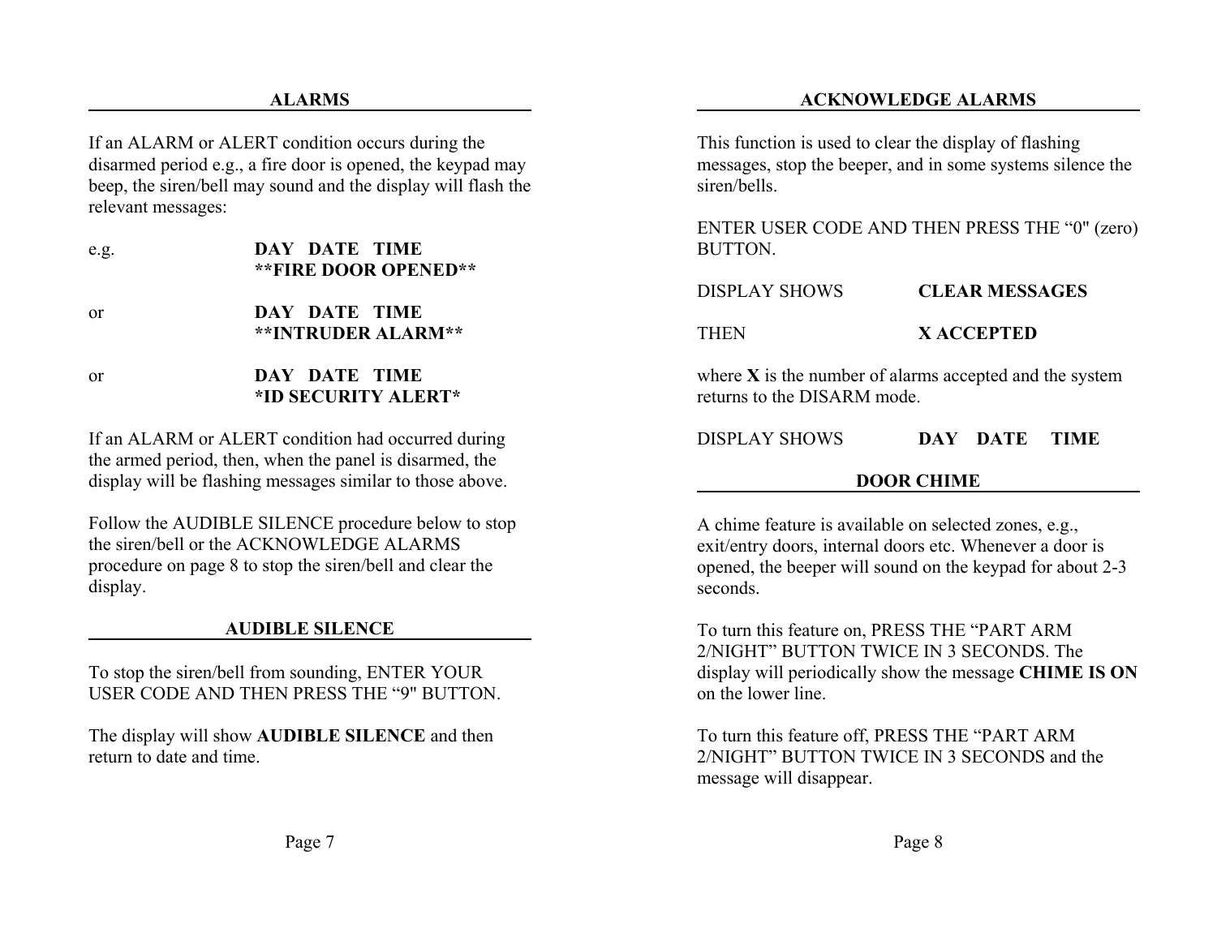## ALARMS

If an ALARM or ALERT condition occurs during the disarmed period e.g., a fire door is opened, the keypad may beep, the siren/bell may sound and the display will flash the relevant messages:

| | |
|---|---|
| e.g. | **DAY DATE TIME**<br>**\*\*FIRE DOOR OPENED\*\*** |
| or | **DAY DATE TIME**<br>**\*\*INTRUDER ALARM\*\*** |
| or | **DAY DATE TIME**<br>**\*ID SECURITY ALERT\*** |

If an ALARM or ALERT condition had occurred during the armed period, then, when the panel is disarmed, the display will be flashing messages similar to those above.

Follow the AUDIBLE SILENCE procedure below to stop the siren/bell or the ACKNOWLEDGE ALARMS procedure on page 8 to stop the siren/bell and clear the display.

## AUDIBLE SILENCE

To stop the siren/bell from sounding, ENTER YOUR USER CODE AND THEN PRESS THE “9" BUTTON.

The display will show **AUDIBLE SILENCE** and then return to date and time.

## ACKNOWLEDGE ALARMS

This function is used to clear the display of flashing messages, stop the beeper, and in some systems silence the siren/bells.

ENTER USER CODE AND THEN PRESS THE “0" (zero) BUTTON.

| | |
|---|---|
| DISPLAY SHOWS | **CLEAR MESSAGES** |
| THEN | **X ACCEPTED** |

where **X** is the number of alarms accepted and the system returns to the DISARM mode.

| | |
|---|---|
| DISPLAY SHOWS | **DAY DATE TIME** |

## DOOR CHIME

A chime feature is available on selected zones, e.g., exit/entry doors, internal doors etc. Whenever a door is opened, the beeper will sound on the keypad for about 2-3 seconds.

To turn this feature on, PRESS THE “PART ARM 2/NIGHT” BUTTON TWICE IN 3 SECONDS. The display will periodically show the message **CHIME IS ON** on the lower line.

To turn this feature off, PRESS THE “PART ARM 2/NIGHT” BUTTON TWICE IN 3 SECONDS and the message will disappear.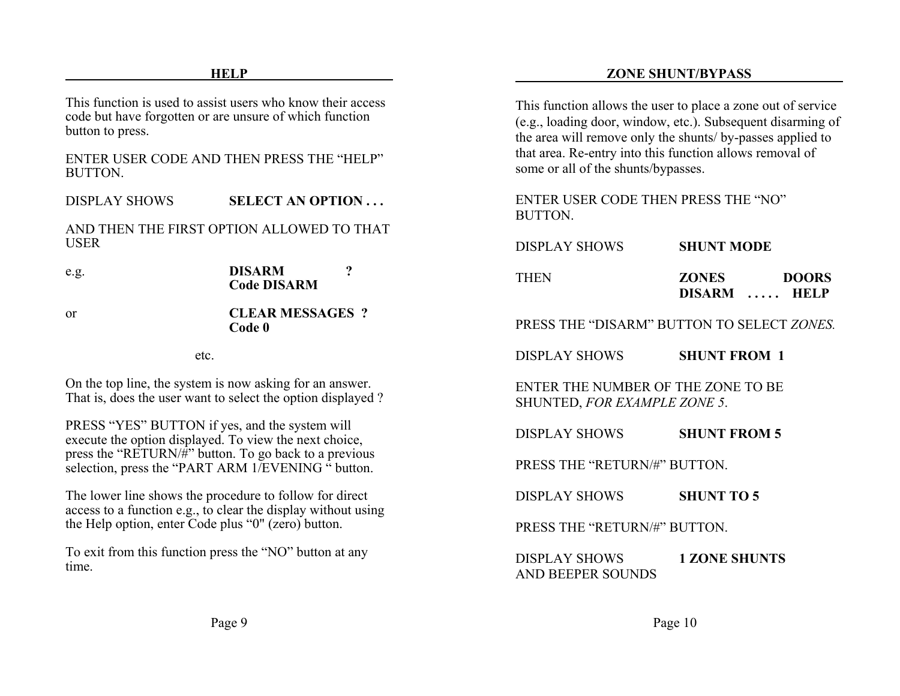## HELP

This function is used to assist users who know their access code but have forgotten or are unsure of which function button to press.

ENTER USER CODE AND THEN PRESS THE "HELP" BUTTON.

DISPLAY SHOWS **SELECT AN OPTION . . .**

AND THEN THE FIRST OPTION ALLOWED TO THAT USER

e.g. **DISARM ?**
**Code DISARM**

or **CLEAR MESSAGES ?**
**Code 0**

etc.

On the top line, the system is now asking for an answer. That is, does the user want to select the option displayed ?

PRESS "YES" BUTTON if yes, and the system will execute the option displayed. To view the next choice, press the "RETURN/#" button. To go back to a previous selection, press the "PART ARM 1/EVENING " button.

The lower line shows the procedure to follow for direct access to a function e.g., to clear the display without using the Help option, enter Code plus "0" (zero) button.

To exit from this function press the "NO" button at any time.

## ZONE SHUNT/BYPASS

This function allows the user to place a zone out of service (e.g., loading door, window, etc.). Subsequent disarming of the area will remove only the shunts/ by-passes applied to that area. Re-entry into this function allows removal of some or all of the shunts/bypasses.

ENTER USER CODE THEN PRESS THE "NO" BUTTON.

DISPLAY SHOWS **SHUNT MODE**

THEN **ZONES DOORS**
**DISARM . . . . . HELP**

PRESS THE "DISARM" BUTTON TO SELECT *ZONES.*

DISPLAY SHOWS **SHUNT FROM 1**

ENTER THE NUMBER OF THE ZONE TO BE SHUNTED, *FOR EXAMPLE ZONE 5*.

DISPLAY SHOWS **SHUNT FROM 5**

PRESS THE "RETURN/#" BUTTON.

DISPLAY SHOWS **SHUNT TO 5**

PRESS THE "RETURN/#" BUTTON.

DISPLAY SHOWS **1 ZONE SHUNTS**
AND BEEPER SOUNDS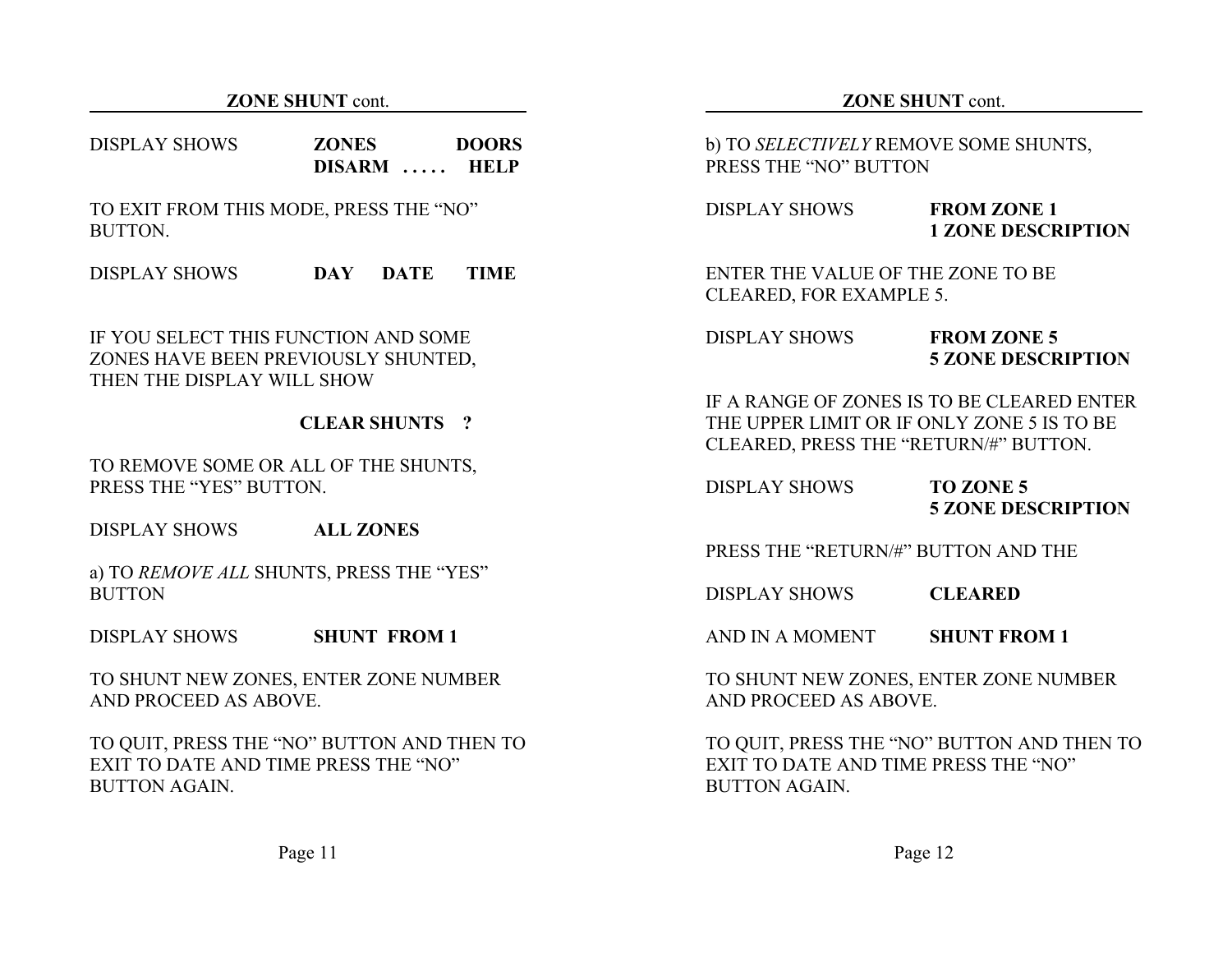## **ZONE SHUNT** cont.

DISPLAY SHOWS **ZONES DOORS DISARM . . . . . HELP**

TO EXIT FROM THIS MODE, PRESS THE "NO" BUTTON.

DISPLAY SHOWS **DAY DATE TIME**

IF YOU SELECT THIS FUNCTION AND SOME ZONES HAVE BEEN PREVIOUSLY SHUNTED, THEN THE DISPLAY WILL SHOW

**CLEAR SHUNTS ?**

TO REMOVE SOME OR ALL OF THE SHUNTS, PRESS THE "YES" BUTTON.

DISPLAY SHOWS **ALL ZONES**

a) TO *REMOVE ALL* SHUNTS, PRESS THE "YES" BUTTON

DISPLAY SHOWS **SHUNT FROM 1**

TO SHUNT NEW ZONES, ENTER ZONE NUMBER AND PROCEED AS ABOVE.

TO QUIT, PRESS THE "NO" BUTTON AND THEN TO EXIT TO DATE AND TIME PRESS THE "NO" BUTTON AGAIN.

## **ZONE SHUNT** cont.

b) TO *SELECTIVELY* REMOVE SOME SHUNTS, PRESS THE "NO" BUTTON

DISPLAY SHOWS **FROM ZONE 1**
**1 ZONE DESCRIPTION**

ENTER THE VALUE OF THE ZONE TO BE CLEARED, FOR EXAMPLE 5.

DISPLAY SHOWS **FROM ZONE 5**
**5 ZONE DESCRIPTION**

IF A RANGE OF ZONES IS TO BE CLEARED ENTER THE UPPER LIMIT OR IF ONLY ZONE 5 IS TO BE CLEARED, PRESS THE "RETURN/#" BUTTON.

DISPLAY SHOWS **TO ZONE 5**
**5 ZONE DESCRIPTION**

PRESS THE "RETURN/#" BUTTON AND THE

DISPLAY SHOWS **CLEARED**

AND IN A MOMENT **SHUNT FROM 1**

TO SHUNT NEW ZONES, ENTER ZONE NUMBER AND PROCEED AS ABOVE.

TO QUIT, PRESS THE "NO" BUTTON AND THEN TO EXIT TO DATE AND TIME PRESS THE "NO" BUTTON AGAIN.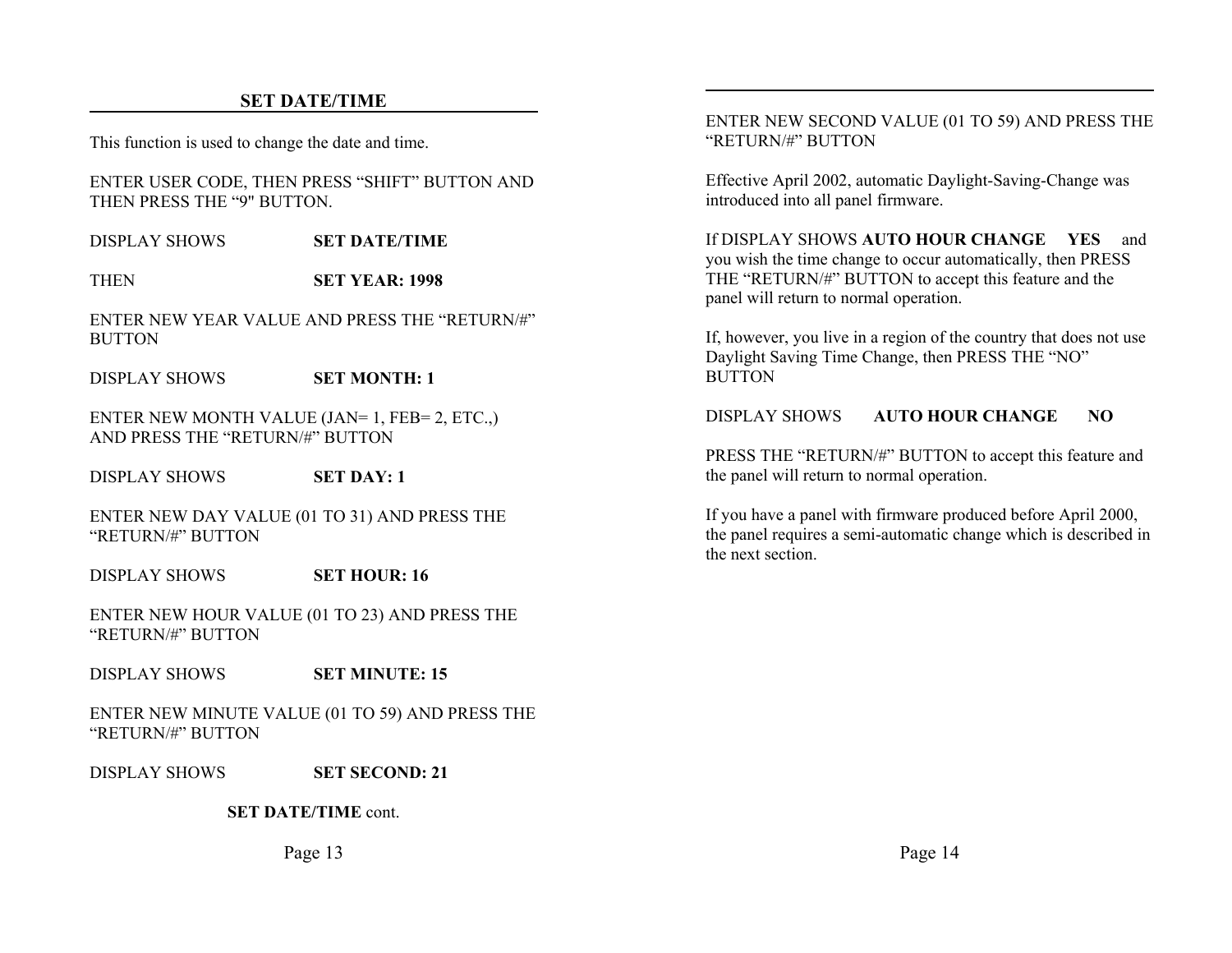## SET DATE/TIME

This function is used to change the date and time.

ENTER USER CODE, THEN PRESS "SHIFT" BUTTON AND THEN PRESS THE "9" BUTTON.

DISPLAY SHOWS **SET DATE/TIME**

THEN **SET YEAR: 1998**

ENTER NEW YEAR VALUE AND PRESS THE "RETURN/#" BUTTON

DISPLAY SHOWS **SET MONTH: 1**

ENTER NEW MONTH VALUE (JAN= 1, FEB= 2, ETC.,) AND PRESS THE "RETURN/#" BUTTON

DISPLAY SHOWS **SET DAY: 1**

ENTER NEW DAY VALUE (01 TO 31) AND PRESS THE "RETURN/#" BUTTON

DISPLAY SHOWS **SET HOUR: 16**

ENTER NEW HOUR VALUE (01 TO 23) AND PRESS THE "RETURN/#" BUTTON

DISPLAY SHOWS **SET MINUTE: 15**

ENTER NEW MINUTE VALUE (01 TO 59) AND PRESS THE "RETURN/#" BUTTON

DISPLAY SHOWS **SET SECOND: 21**

**SET DATE/TIME** cont.

ENTER NEW SECOND VALUE (01 TO 59) AND PRESS THE "RETURN/#" BUTTON

Effective April 2002, automatic Daylight-Saving-Change was introduced into all panel firmware.

If DISPLAY SHOWS **AUTO HOUR CHANGE YES** and you wish the time change to occur automatically, then PRESS THE "RETURN/#" BUTTON to accept this feature and the panel will return to normal operation.

If, however, you live in a region of the country that does not use Daylight Saving Time Change, then PRESS THE "NO" BUTTON

DISPLAY SHOWS **AUTO HOUR CHANGE NO**

PRESS THE "RETURN/#" BUTTON to accept this feature and the panel will return to normal operation.

If you have a panel with firmware produced before April 2000, the panel requires a semi-automatic change which is described in the next section.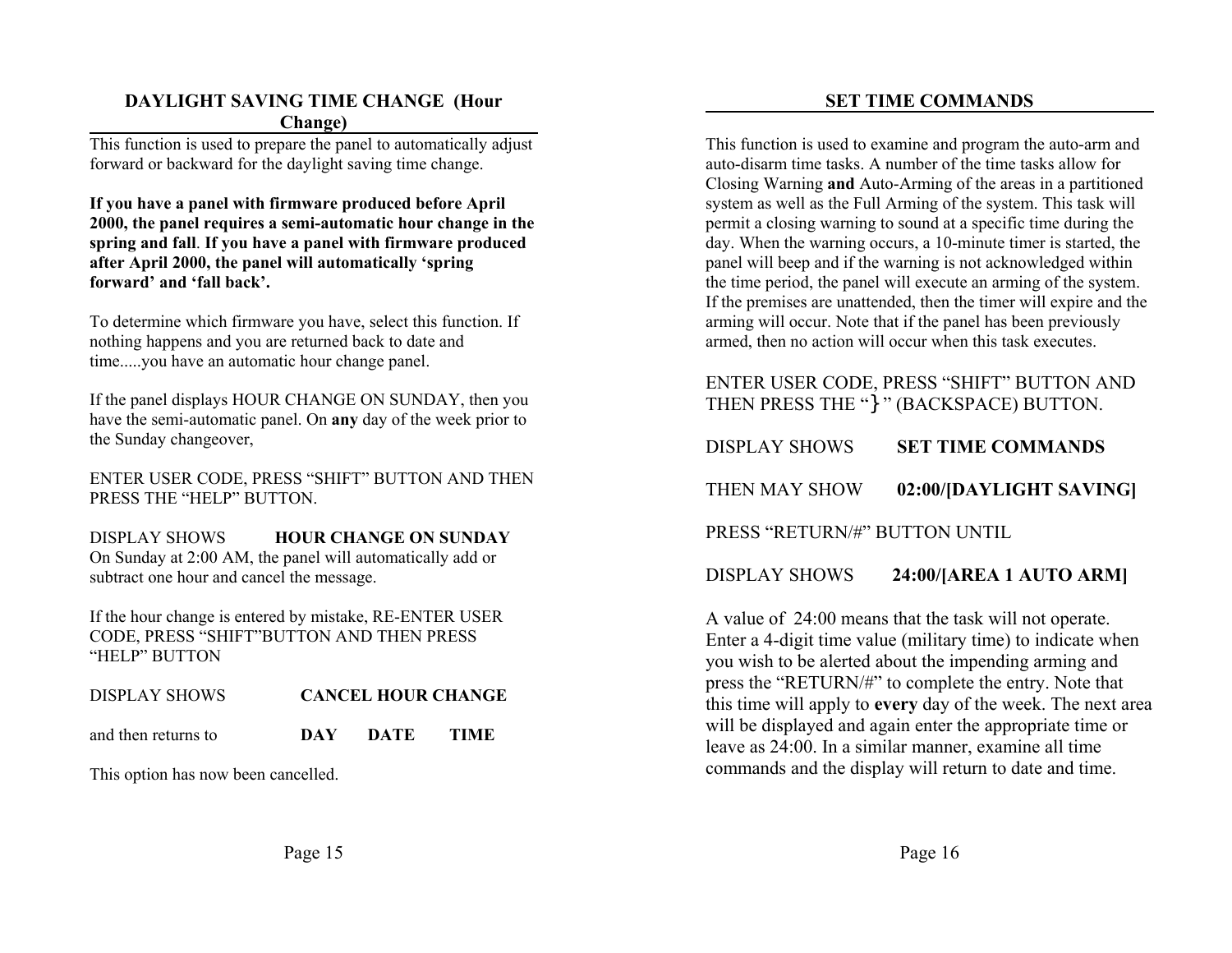## DAYLIGHT SAVING TIME CHANGE (Hour Change)

This function is used to prepare the panel to automatically adjust forward or backward for the daylight saving time change.

**If you have a panel with firmware produced before April 2000, the panel requires a semi-automatic hour change in the spring and fall**. **If you have a panel with firmware produced after April 2000, the panel will automatically 'spring forward' and 'fall back'.**

To determine which firmware you have, select this function. If nothing happens and you are returned back to date and time.....you have an automatic hour change panel.

If the panel displays HOUR CHANGE ON SUNDAY, then you have the semi-automatic panel. On **any** day of the week prior to the Sunday changeover,

ENTER USER CODE, PRESS "SHIFT" BUTTON AND THEN PRESS THE "HELP" BUTTON.

DISPLAY SHOWS **HOUR CHANGE ON SUNDAY**
On Sunday at 2:00 AM, the panel will automatically add or subtract one hour and cancel the message.

If the hour change is entered by mistake, RE-ENTER USER CODE, PRESS "SHIFT"BUTTON AND THEN PRESS "HELP" BUTTON

DISPLAY SHOWS **CANCEL HOUR CHANGE**

and then returns to **DAY DATE TIME**

This option has now been cancelled.

## SET TIME COMMANDS

This function is used to examine and program the auto-arm and auto-disarm time tasks. A number of the time tasks allow for Closing Warning **and** Auto-Arming of the areas in a partitioned system as well as the Full Arming of the system. This task will permit a closing warning to sound at a specific time during the day. When the warning occurs, a 10-minute timer is started, the panel will beep and if the warning is not acknowledged within the time period, the panel will execute an arming of the system. If the premises are unattended, then the timer will expire and the arming will occur. Note that if the panel has been previously armed, then no action will occur when this task executes.

ENTER USER CODE, PRESS "SHIFT" BUTTON AND THEN PRESS THE "}" (BACKSPACE) BUTTON.

DISPLAY SHOWS **SET TIME COMMANDS**

THEN MAY SHOW **02:00/[DAYLIGHT SAVING]**

PRESS "RETURN/#" BUTTON UNTIL

DISPLAY SHOWS **24:00/[AREA 1 AUTO ARM]**

A value of 24:00 means that the task will not operate. Enter a 4-digit time value (military time) to indicate when you wish to be alerted about the impending arming and press the "RETURN/#" to complete the entry. Note that this time will apply to **every** day of the week. The next area will be displayed and again enter the appropriate time or leave as 24:00. In a similar manner, examine all time commands and the display will return to date and time.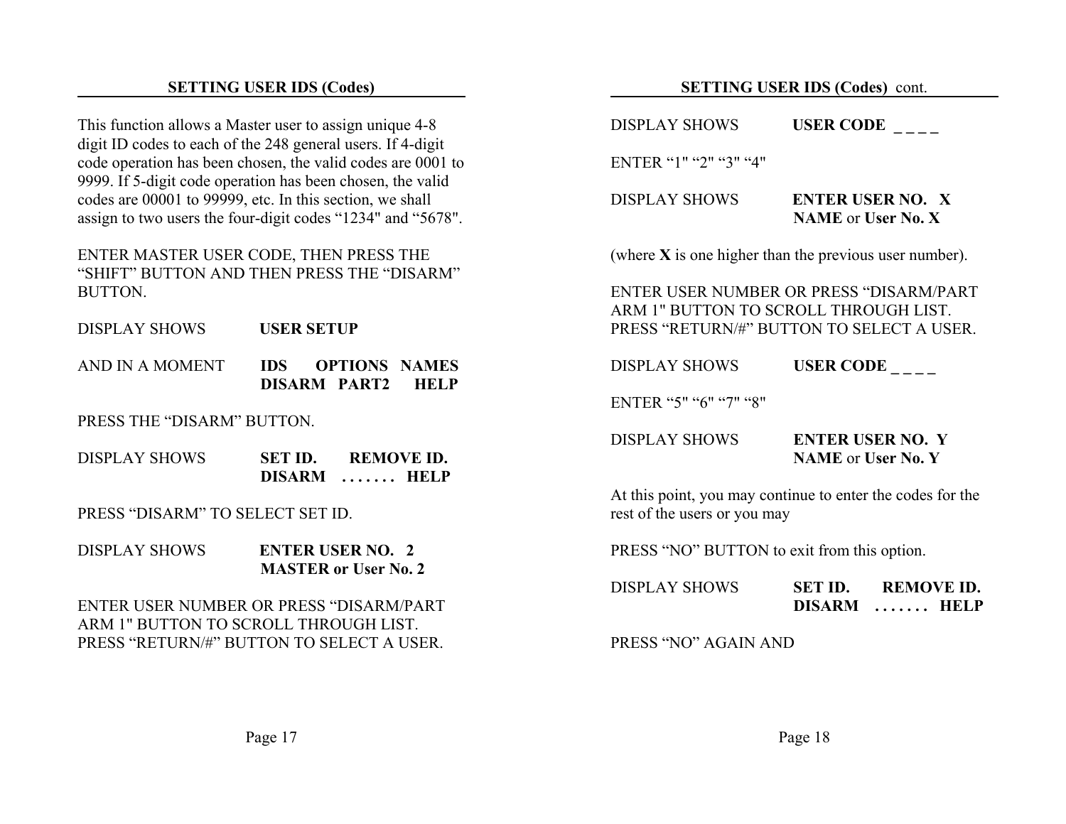## SETTING USER IDS (Codes)

This function allows a Master user to assign unique 4-8 digit ID codes to each of the 248 general users. If 4-digit code operation has been chosen, the valid codes are 0001 to 9999. If 5-digit code operation has been chosen, the valid codes are 00001 to 99999, etc. In this section, we shall assign to two users the four-digit codes “1234" and “5678".

ENTER MASTER USER CODE, THEN PRESS THE “SHIFT” BUTTON AND THEN PRESS THE “DISARM” BUTTON.

DISPLAY SHOWS **USER SETUP**

AND IN A MOMENT **IDS OPTIONS NAMES**
**DISARM PART2 HELP**

PRESS THE “DISARM” BUTTON.

DISPLAY SHOWS **SET ID. REMOVE ID.**
**DISARM . . . . . . . HELP**

PRESS “DISARM” TO SELECT SET ID.

DISPLAY SHOWS **ENTER USER NO. 2**
**MASTER or User No. 2**

ENTER USER NUMBER OR PRESS “DISARM/PART ARM 1" BUTTON TO SCROLL THROUGH LIST. PRESS “RETURN/#” BUTTON TO SELECT A USER.

## SETTING USER IDS (Codes) cont.

DISPLAY SHOWS **USER CODE _ _ _ _**

ENTER “1" “2" “3" “4"

DISPLAY SHOWS **ENTER USER NO. X**
**NAME** or **User No. X**

(where **X** is one higher than the previous user number).

ENTER USER NUMBER OR PRESS “DISARM/PART ARM 1" BUTTON TO SCROLL THROUGH LIST. PRESS “RETURN/#” BUTTON TO SELECT A USER.

DISPLAY SHOWS **USER CODE _ _ _ _**

ENTER “5" “6" “7" “8"

DISPLAY SHOWS **ENTER USER NO. Y**
**NAME** or **User No. Y**

At this point, you may continue to enter the codes for the rest of the users or you may

PRESS “NO” BUTTON to exit from this option.

DISPLAY SHOWS **SET ID. REMOVE ID.**
**DISARM . . . . . . . HELP**

PRESS “NO” AGAIN AND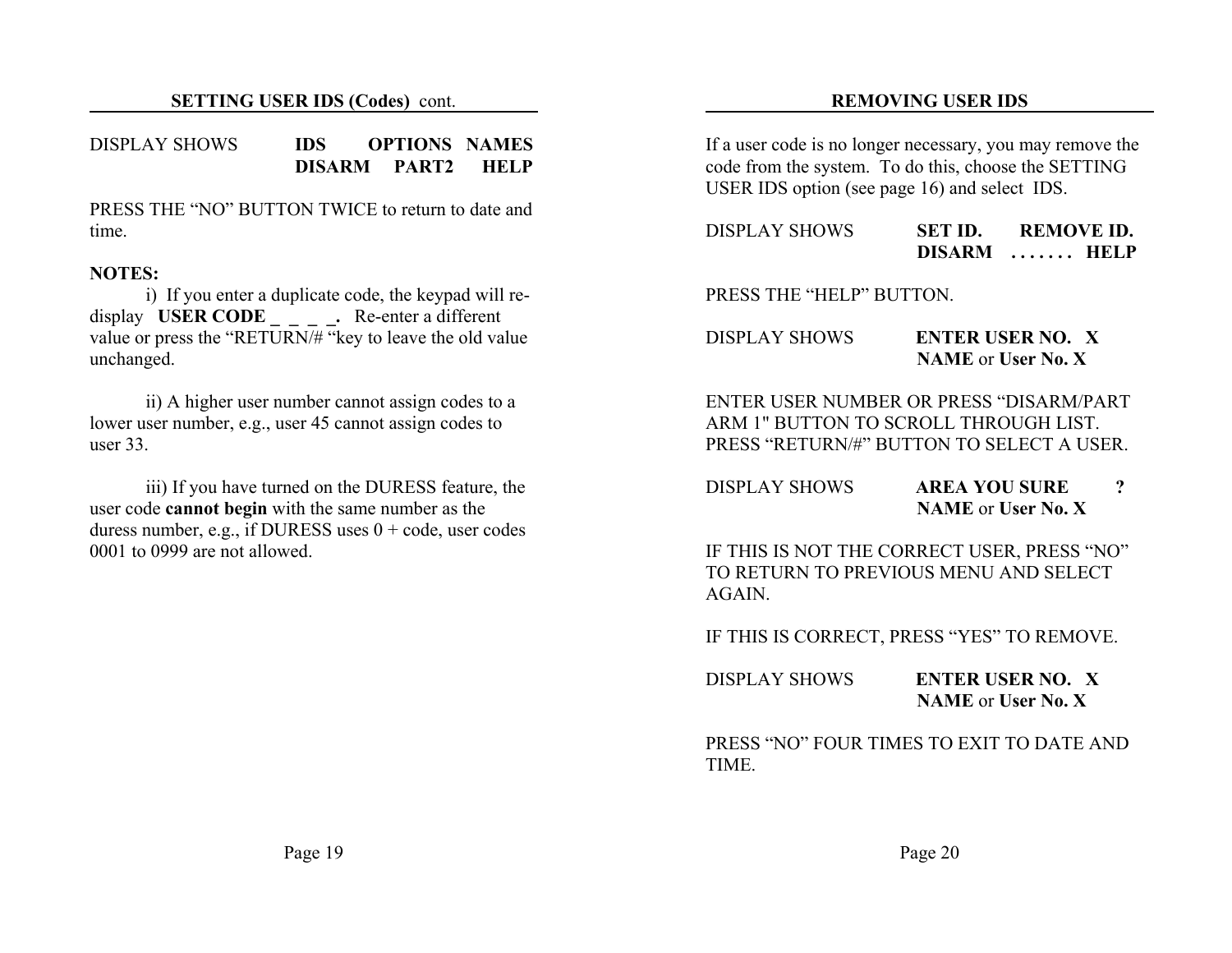## SETTING USER IDS (Codes) cont.

DISPLAY SHOWS **IDS OPTIONS NAMES**
**DISARM PART2 HELP**

PRESS THE "NO" BUTTON TWICE to return to date and time.

**NOTES:**

i) If you enter a duplicate code, the keypad will re-display **USER CODE _ _ _ _.** Re-enter a different value or press the "RETURN/# "key to leave the old value unchanged.

ii) A higher user number cannot assign codes to a lower user number, e.g., user 45 cannot assign codes to user 33.

iii) If you have turned on the DURESS feature, the user code **cannot begin** with the same number as the duress number, e.g., if DURESS uses 0 + code, user codes 0001 to 0999 are not allowed.

## REMOVING USER IDS

If a user code is no longer necessary, you may remove the code from the system. To do this, choose the SETTING USER IDS option (see page 16) and select IDS.

DISPLAY SHOWS **SET ID. REMOVE ID.**
**DISARM . . . . . . . HELP**

PRESS THE "HELP" BUTTON.

DISPLAY SHOWS **ENTER USER NO. X**
**NAME** or **User No. X**

ENTER USER NUMBER OR PRESS "DISARM/PART ARM 1" BUTTON TO SCROLL THROUGH LIST. PRESS "RETURN/#" BUTTON TO SELECT A USER.

DISPLAY SHOWS **AREA YOU SURE ?**
**NAME** or **User No. X**

IF THIS IS NOT THE CORRECT USER, PRESS "NO" TO RETURN TO PREVIOUS MENU AND SELECT AGAIN.

IF THIS IS CORRECT, PRESS "YES" TO REMOVE.

DISPLAY SHOWS **ENTER USER NO. X**
**NAME** or **User No. X**

PRESS "NO" FOUR TIMES TO EXIT TO DATE AND TIME.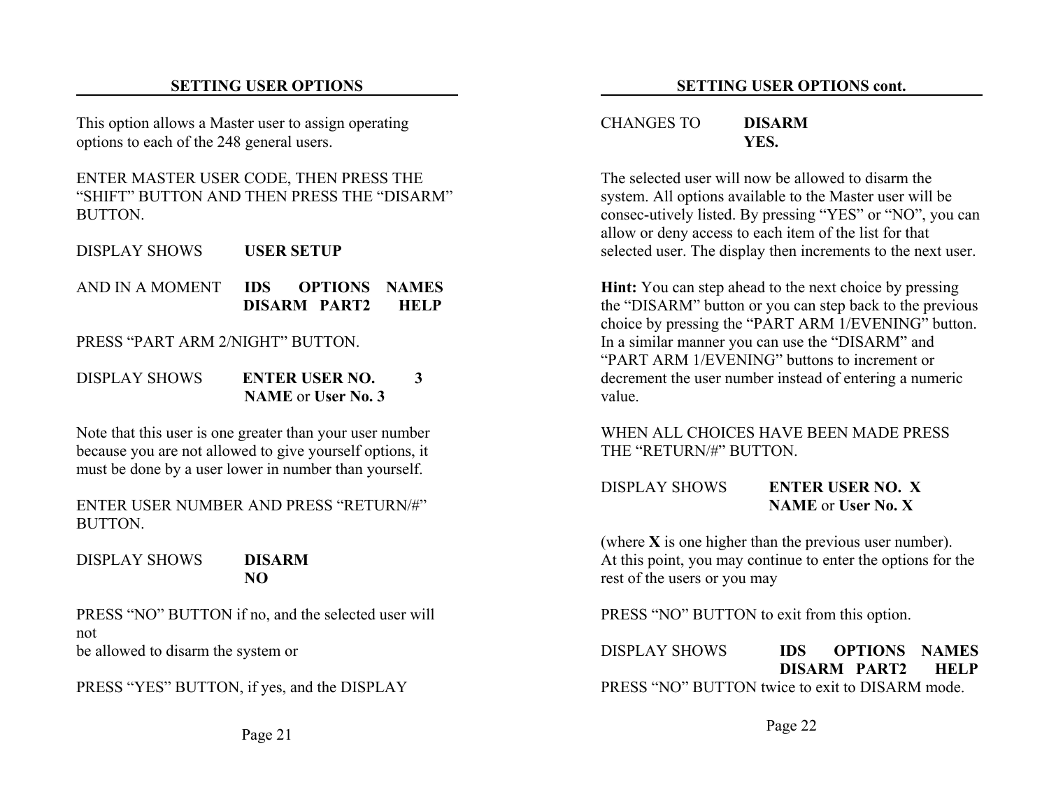## SETTING USER OPTIONS

This option allows a Master user to assign operating options to each of the 248 general users.

ENTER MASTER USER CODE, THEN PRESS THE “SHIFT” BUTTON AND THEN PRESS THE “DISARM” BUTTON.

DISPLAY SHOWS **USER SETUP**

AND IN A MOMENT **IDS OPTIONS NAMES**
**DISARM PART2 HELP**

PRESS “PART ARM 2/NIGHT” BUTTON.

DISPLAY SHOWS **ENTER USER NO. 3**
**NAME** or **User No. 3**

Note that this user is one greater than your user number because you are not allowed to give yourself options, it must be done by a user lower in number than yourself.

ENTER USER NUMBER AND PRESS “RETURN/#” BUTTON.

DISPLAY SHOWS **DISARM**
**NO**

PRESS “NO” BUTTON if no, and the selected user will not
be allowed to disarm the system or

PRESS “YES” BUTTON, if yes, and the DISPLAY

## SETTING USER OPTIONS cont.

CHANGES TO **DISARM**
**YES.**

The selected user will now be allowed to disarm the system. All options available to the Master user will be consec-utively listed. By pressing “YES” or “NO”, you can allow or deny access to each item of the list for that selected user. The display then increments to the next user.

**Hint:** You can step ahead to the next choice by pressing the “DISARM” button or you can step back to the previous choice by pressing the “PART ARM 1/EVENING” button. In a similar manner you can use the “DISARM” and “PART ARM 1/EVENING” buttons to increment or decrement the user number instead of entering a numeric value.

WHEN ALL CHOICES HAVE BEEN MADE PRESS THE “RETURN/#” BUTTON.

DISPLAY SHOWS **ENTER USER NO. X**
**NAME** or **User No. X**

(where **X** is one higher than the previous user number).
At this point, you may continue to enter the options for the rest of the users or you may

PRESS “NO” BUTTON to exit from this option.

DISPLAY SHOWS **IDS OPTIONS NAMES**
**DISARM PART2 HELP**

PRESS “NO” BUTTON twice to exit to DISARM mode.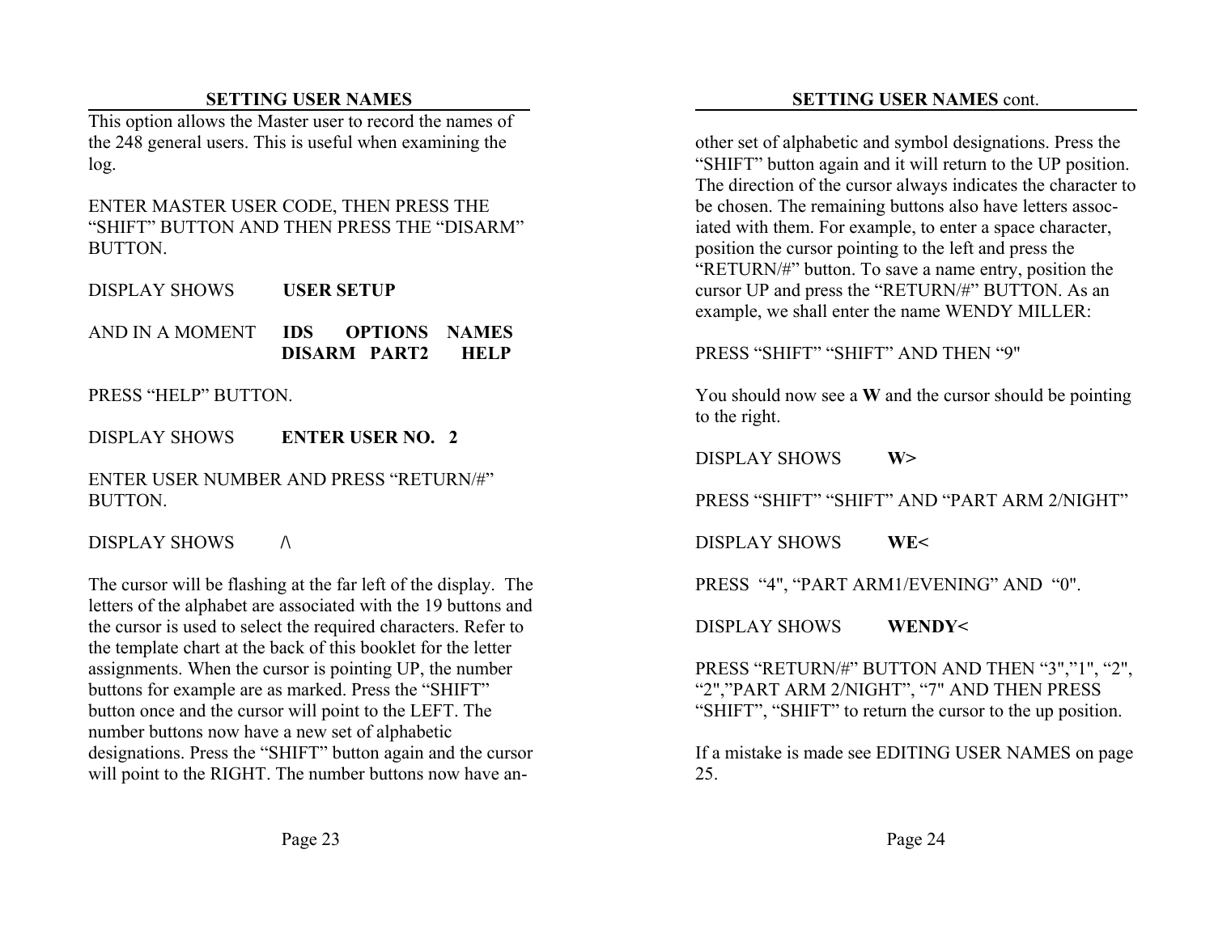## SETTING USER NAMES

This option allows the Master user to record the names of the 248 general users. This is useful when examining the log.

ENTER MASTER USER CODE, THEN PRESS THE "SHIFT" BUTTON AND THEN PRESS THE "DISARM" BUTTON.

DISPLAY SHOWS **USER SETUP**

AND IN A MOMENT **IDS OPTIONS NAMES**
**DISARM PART2 HELP**

PRESS "HELP" BUTTON.

DISPLAY SHOWS **ENTER USER NO. 2**

ENTER USER NUMBER AND PRESS "RETURN/#" BUTTON.

DISPLAY SHOWS /\

The cursor will be flashing at the far left of the display. The letters of the alphabet are associated with the 19 buttons and the cursor is used to select the required characters. Refer to the template chart at the back of this booklet for the letter assignments. When the cursor is pointing UP, the number buttons for example are as marked. Press the "SHIFT" button once and the cursor will point to the LEFT. The number buttons now have a new set of alphabetic designations. Press the "SHIFT" button again and the cursor will point to the RIGHT. The number buttons now have another set of alphabetic and symbol designations. Press the "SHIFT" button again and it will return to the UP position. The direction of the cursor always indicates the character to be chosen. The remaining buttons also have letters associated with them. For example, to enter a space character, position the cursor pointing to the left and press the "RETURN/#" button. To save a name entry, position the cursor UP and press the "RETURN/#" BUTTON. As an example, we shall enter the name WENDY MILLER:

## SETTING USER NAMES cont.

PRESS "SHIFT" "SHIFT" AND THEN "9"

You should now see a **W** and the cursor should be pointing to the right.

DISPLAY SHOWS **W>**

PRESS "SHIFT" "SHIFT" AND "PART ARM 2/NIGHT"

DISPLAY SHOWS **WE<**

PRESS "4", "PART ARM1/EVENING" AND "0".

DISPLAY SHOWS **WENDY<**

PRESS "RETURN/#" BUTTON AND THEN "3","1", "2", "2","PART ARM 2/NIGHT", "7" AND THEN PRESS "SHIFT", "SHIFT" to return the cursor to the up position.

If a mistake is made see EDITING USER NAMES on page 25.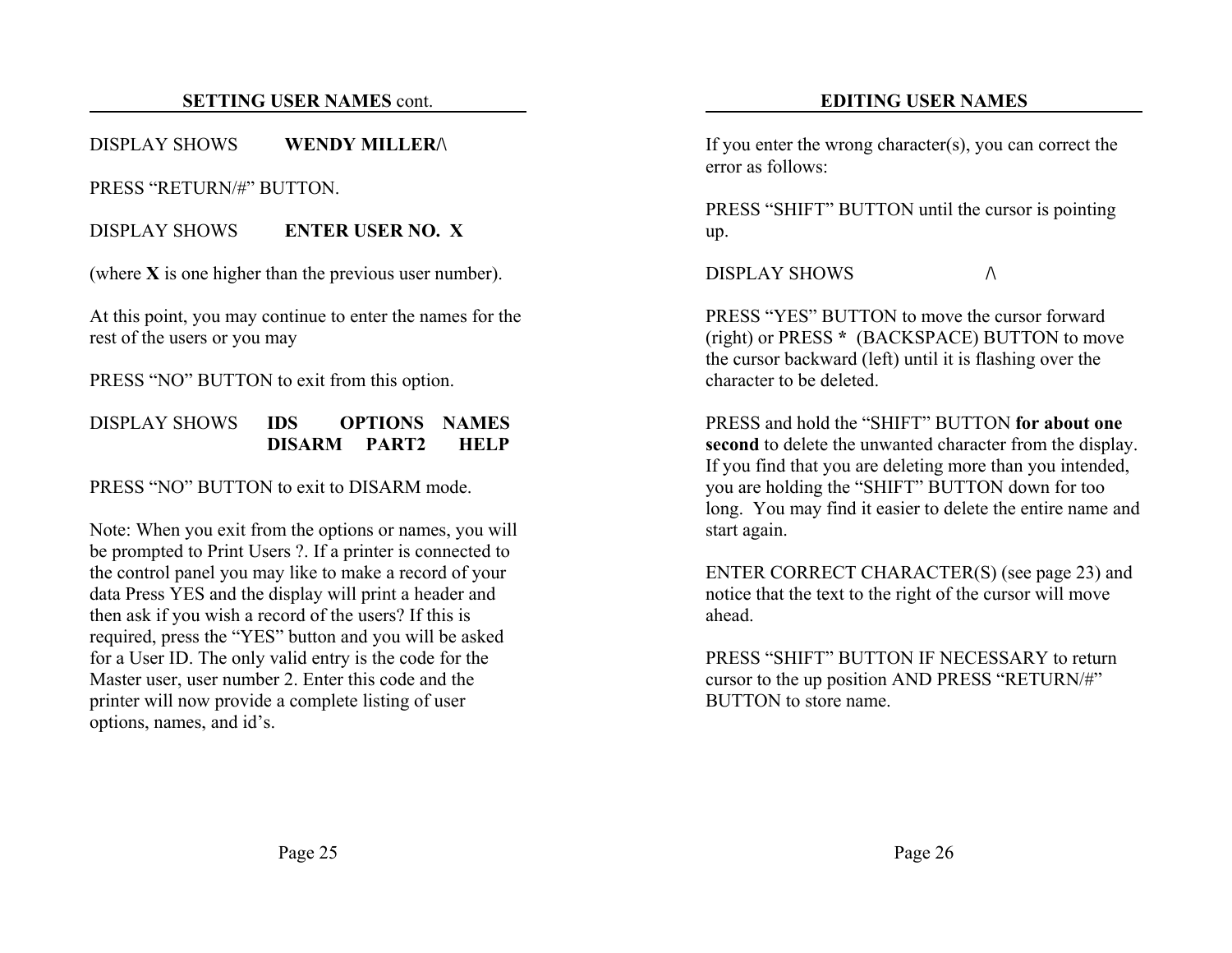## **SETTING USER NAMES** cont.

DISPLAY SHOWS **WENDY MILLER/\**

PRESS “RETURN/#” BUTTON.

DISPLAY SHOWS **ENTER USER NO. X**

(where **X** is one higher than the previous user number).

At this point, you may continue to enter the names for the rest of the users or you may

PRESS “NO” BUTTON to exit from this option.

DISPLAY SHOWS **IDS OPTIONS NAMES**
**DISARM PART2 HELP**

PRESS “NO” BUTTON to exit to DISARM mode.

Note: When you exit from the options or names, you will be prompted to Print Users ?. If a printer is connected to the control panel you may like to make a record of your data Press YES and the display will print a header and then ask if you wish a record of the users? If this is required, press the “YES” button and you will be asked for a User ID. The only valid entry is the code for the Master user, user number 2. Enter this code and the printer will now provide a complete listing of user options, names, and id’s.

## **EDITING USER NAMES**

If you enter the wrong character(s), you can correct the error as follows:

PRESS “SHIFT” BUTTON until the cursor is pointing up.

DISPLAY SHOWS /\

PRESS “YES” BUTTON to move the cursor forward (right) or PRESS **\*** (BACKSPACE) BUTTON to move the cursor backward (left) until it is flashing over the character to be deleted.

PRESS and hold the “SHIFT” BUTTON **for about one second** to delete the unwanted character from the display. If you find that you are deleting more than you intended, you are holding the “SHIFT” BUTTON down for too long. You may find it easier to delete the entire name and start again.

ENTER CORRECT CHARACTER(S) (see page 23) and notice that the text to the right of the cursor will move ahead.

PRESS “SHIFT” BUTTON IF NECESSARY to return cursor to the up position AND PRESS “RETURN/#” BUTTON to store name.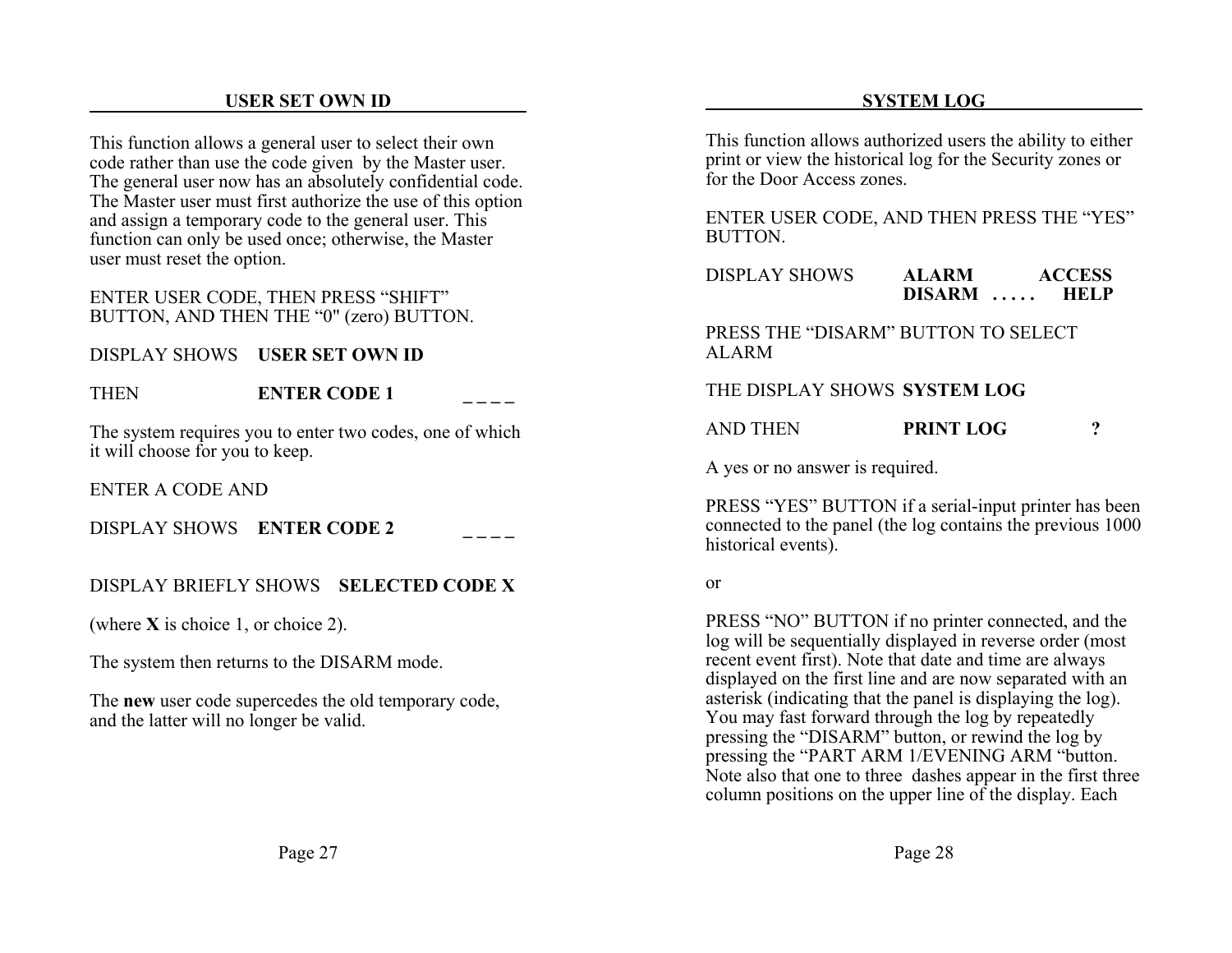## USER SET OWN ID

This function allows a general user to select their own code rather than use the code given by the Master user. The general user now has an absolutely confidential code. The Master user must first authorize the use of this option and assign a temporary code to the general user. This function can only be used once; otherwise, the Master user must reset the option.

ENTER USER CODE, THEN PRESS "SHIFT" BUTTON, AND THEN THE "0" (zero) BUTTON.

DISPLAY SHOWS **USER SET OWN ID**

THEN **ENTER CODE 1** _ _ _ _

The system requires you to enter two codes, one of which it will choose for you to keep.

ENTER A CODE AND

DISPLAY SHOWS **ENTER CODE 2** _ _ _ _

DISPLAY BRIEFLY SHOWS **SELECTED CODE X**

(where **X** is choice 1, or choice 2).

The system then returns to the DISARM mode.

The **new** user code supercedes the old temporary code, and the latter will no longer be valid.

## SYSTEM LOG

This function allows authorized users the ability to either print or view the historical log for the Security zones or for the Door Access zones.

ENTER USER CODE, AND THEN PRESS THE "YES" BUTTON.

DISPLAY SHOWS **ALARM ACCESS**
**DISARM . . . . . HELP**

PRESS THE "DISARM" BUTTON TO SELECT ALARM

THE DISPLAY SHOWS **SYSTEM LOG**

AND THEN **PRINT LOG ?**

A yes or no answer is required.

PRESS "YES" BUTTON if a serial-input printer has been connected to the panel (the log contains the previous 1000 historical events).

or

PRESS "NO" BUTTON if no printer connected, and the log will be sequentially displayed in reverse order (most recent event first). Note that date and time are always displayed on the first line and are now separated with an asterisk (indicating that the panel is displaying the log). You may fast forward through the log by repeatedly pressing the "DISARM" button, or rewind the log by pressing the "PART ARM 1/EVENING ARM "button. Note also that one to three dashes appear in the first three column positions on the upper line of the display. Each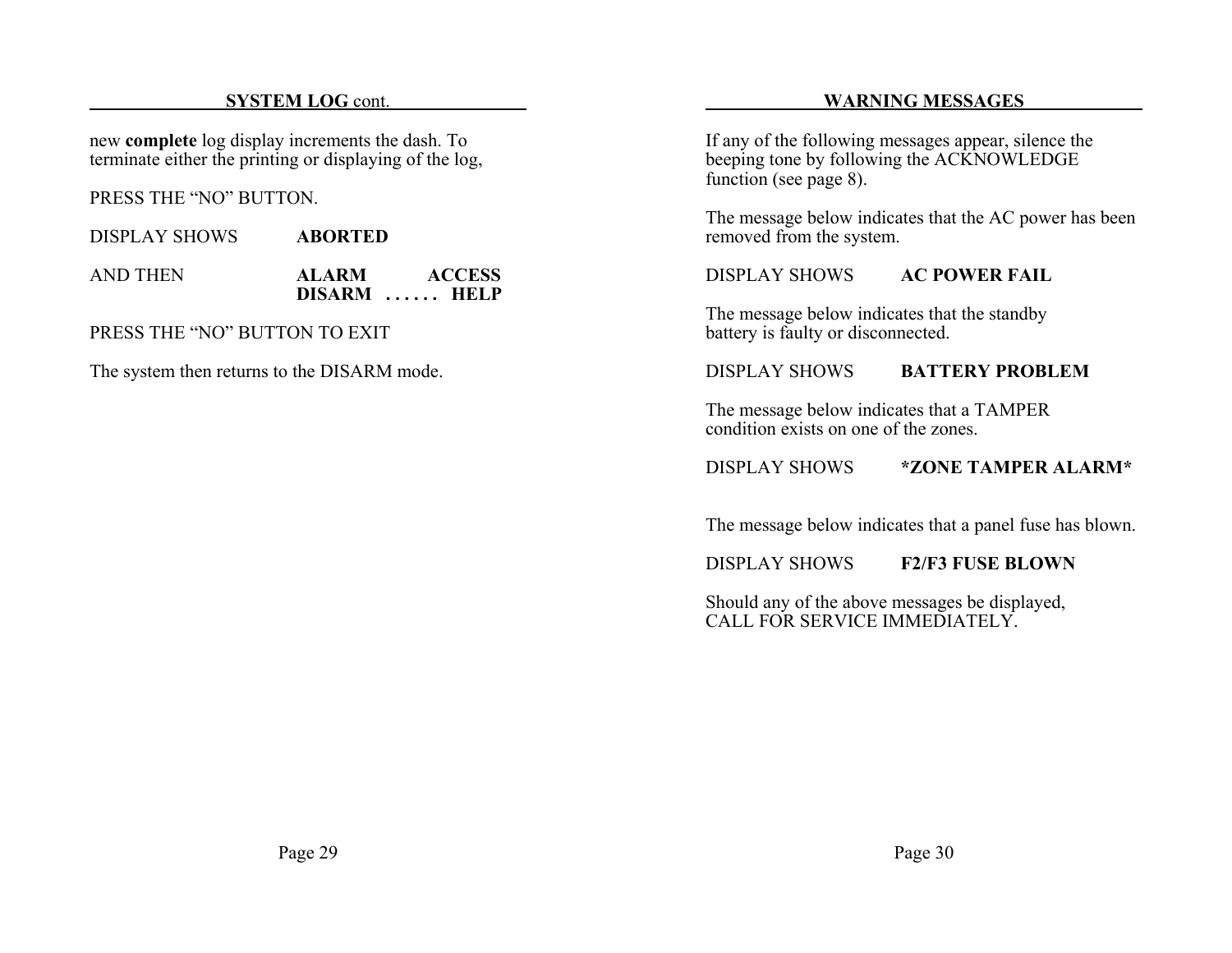## SYSTEM LOG cont.

new **complete** log display increments the dash. To terminate either the printing or displaying of the log,

PRESS THE “NO” BUTTON.

DISPLAY SHOWS **ABORTED**

AND THEN **ALARM ACCESS**
**DISARM . . . . . . HELP**

PRESS THE “NO” BUTTON TO EXIT

The system then returns to the DISARM mode.

## WARNING MESSAGES

If any of the following messages appear, silence the beeping tone by following the ACKNOWLEDGE function (see page 8).

The message below indicates that the AC power has been removed from the system.

DISPLAY SHOWS **AC POWER FAIL**

The message below indicates that the standby battery is faulty or disconnected.

DISPLAY SHOWS **BATTERY PROBLEM**

The message below indicates that a TAMPER condition exists on one of the zones.

DISPLAY SHOWS ***ZONE TAMPER ALARM***

The message below indicates that a panel fuse has blown.

DISPLAY SHOWS **F2/F3 FUSE BLOWN**

Should any of the above messages be displayed, CALL FOR SERVICE IMMEDIATELY.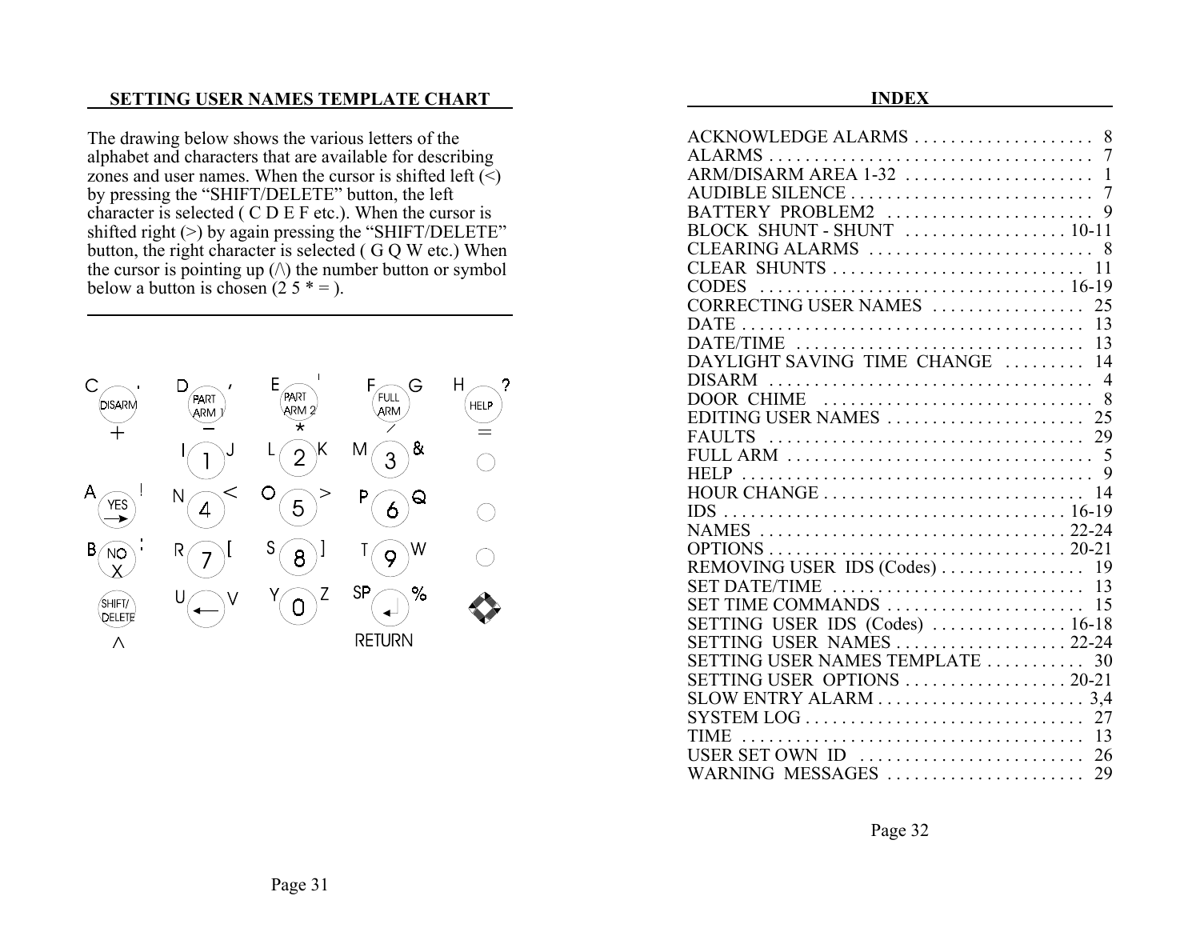## SETTING USER NAMES TEMPLATE CHART

The drawing below shows the various letters of the alphabet and characters that are available for describing zones and user names. When the cursor is shifted left (<) by pressing the "SHIFT/DELETE" button, the left character is selected ( C D E F etc.). When the cursor is shifted right (>) by again pressing the "SHIFT/DELETE" button, the right character is selected ( G Q W etc.) When the cursor is pointing up (/\) the number button or symbol below a button is chosen (2 5 * = ).

C DISARM . +

D PART ARM 1 , −

E PART ARM 2 ' *

F FULL ARM G /

H HELP ? =

I 1 J

L 2 K

M 3 &

A YES !

N 4 <

O 5 >

P 6 Q

B NO : X

R 7 [

S 8 ]

T 9 W

SHIFT/DELETE /\

U ← V

Y 0 Z

SP RETURN %

## INDEX

| | |
|---|---|
| ACKNOWLEDGE ALARMS | 8 |
| ALARMS | 7 |
| ARM/DISARM AREA 1-32 | 1 |
| AUDIBLE SILENCE | 7 |
| BATTERY PROBLEM2 | 9 |
| BLOCK SHUNT - SHUNT | 10-11 |
| CLEARING ALARMS | 8 |
| CLEAR SHUNTS | 11 |
| CODES | 16-19 |
| CORRECTING USER NAMES | 25 |
| DATE | 13 |
| DATE/TIME | 13 |
| DAYLIGHT SAVING TIME CHANGE | 14 |
| DISARM | 4 |
| DOOR CHIME | 8 |
| EDITING USER NAMES | 25 |
| FAULTS | 29 |
| FULL ARM | 5 |
| HELP | 9 |
| HOUR CHANGE | 14 |
| IDS | 16-19 |
| NAMES | 22-24 |
| OPTIONS | 20-21 |
| REMOVING USER IDS (Codes) | 19 |
| SET DATE/TIME | 13 |
| SET TIME COMMANDS | 15 |
| SETTING USER IDS (Codes) | 16-18 |
| SETTING USER NAMES | 22-24 |
| SETTING USER NAMES TEMPLATE | 30 |
| SETTING USER OPTIONS | 20-21 |
| SLOW ENTRY ALARM | 3,4 |
| SYSTEM LOG | 27 |
| TIME | 13 |
| USER SET OWN ID | 26 |
| WARNING MESSAGES | 29 |